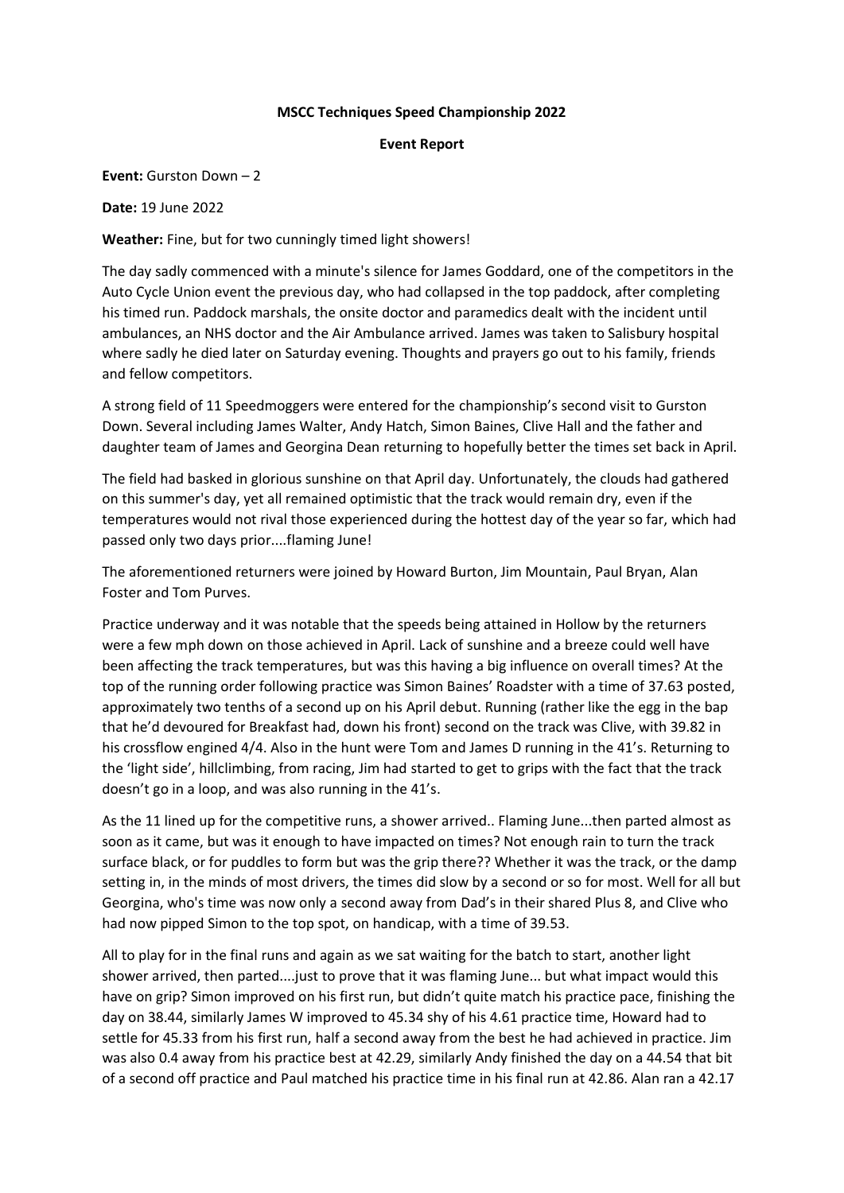**MSCC Techniques Speed Championship 2022**

**Event Report**

**Event:** Gurston Down – 2

**Date:** 19 June 2022

**Weather:** Fine, but for two cunningly timed light showers!

The day sadly commenced with a minute's silence for James Goddard, one of the competitors in the Auto Cycle Union event the previous day, who had collapsed in the top paddock, after completing his timed run. Paddock marshals, the onsite doctor and paramedics dealt with the incident until ambulances, an NHS doctor and the Air Ambulance arrived. James was taken to Salisbury hospital where sadly he died later on Saturday evening. Thoughts and prayers go out to his family, friends and fellow competitors.

A strong field of 11 Speedmoggers were entered for the championship's second visit to Gurston Down. Several including James Walter, Andy Hatch, Simon Baines, Clive Hall and the father and daughter team of James and Georgina Dean returning to hopefully better the times set back in April.

The field had basked in glorious sunshine on that April day. Unfortunately, the clouds had gathered on this summer's day, yet all remained optimistic that the track would remain dry, even if the temperatures would not rival those experienced during the hottest day of the year so far, which had passed only two days prior....flaming June!

The aforementioned returners were joined by Howard Burton, Jim Mountain, Paul Bryan, Alan Foster and Tom Purves.

Practice underway and it was notable that the speeds being attained in Hollow by the returners were a few mph down on those achieved in April. Lack of sunshine and a breeze could well have been affecting the track temperatures, but was this having a big influence on overall times? At the top of the running order following practice was Simon Baines' Roadster with a time of 37.63 posted, approximately two tenths of a second up on his April debut. Running (rather like the egg in the bap that he'd devoured for Breakfast had, down his front) second on the track was Clive, with 39.82 in his crossflow engined 4/4. Also in the hunt were Tom and James D running in the 41's. Returning to the 'light side', hillclimbing, from racing, Jim had started to get to grips with the fact that the track doesn't go in a loop, and was also running in the 41's.

As the 11 lined up for the competitive runs, a shower arrived.. Flaming June...then parted almost as soon as it came, but was it enough to have impacted on times? Not enough rain to turn the track surface black, or for puddles to form but was the grip there?? Whether it was the track, or the damp setting in, in the minds of most drivers, the times did slow by a second or so for most. Well for all but Georgina, who's time was now only a second away from Dad's in their shared Plus 8, and Clive who had now pipped Simon to the top spot, on handicap, with a time of 39.53.

All to play for in the final runs and again as we sat waiting for the batch to start, another light shower arrived, then parted....just to prove that it was flaming June... but what impact would this have on grip? Simon improved on his first run, but didn't quite match his practice pace, finishing the day on 38.44, similarly James W improved to 45.34 shy of his 4.61 practice time, Howard had to settle for 45.33 from his first run, half a second away from the best he had achieved in practice. Jim was also 0.4 away from his practice best at 42.29, similarly Andy finished the day on a 44.54 that bit of a second off practice and Paul matched his practice time in his final run at 42.86. Alan ran a 42.17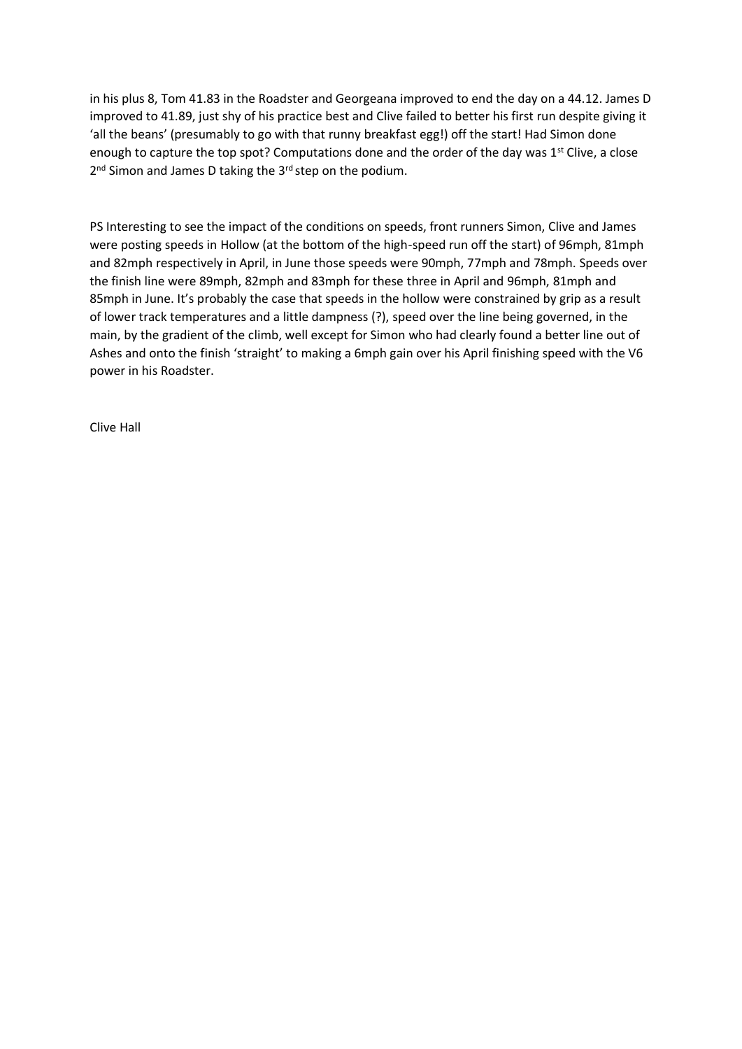in his plus 8, Tom 41.83 in the Roadster and Georgeana improved to end the day on a 44.12. James D improved to 41.89, just shy of his practice best and Clive failed to better his first run despite giving it 'all the beans' (presumably to go with that runny breakfast egg!) off the start! Had Simon done enough to capture the top spot? Computations done and the order of the day was 1st Clive, a close 2nd Simon and James D taking the 3rd step on the podium.

PS Interesting to see the impact of the conditions on speeds, front runners Simon, Clive and James were posting speeds in Hollow (at the bottom of the high-speed run off the start) of 96mph, 81mph and 82mph respectively in April, in June those speeds were 90mph, 77mph and 78mph. Speeds over the finish line were 89mph, 82mph and 83mph for these three in April and 96mph, 81mph and 85mph in June. It's probably the case that speeds in the hollow were constrained by grip as a result of lower track temperatures and a little dampness (?), speed over the line being governed, in the main, by the gradient of the climb, well except for Simon who had clearly found a better line out of Ashes and onto the finish 'straight' to making a 6mph gain over his April finishing speed with the V6 power in his Roadster.

Clive Hall